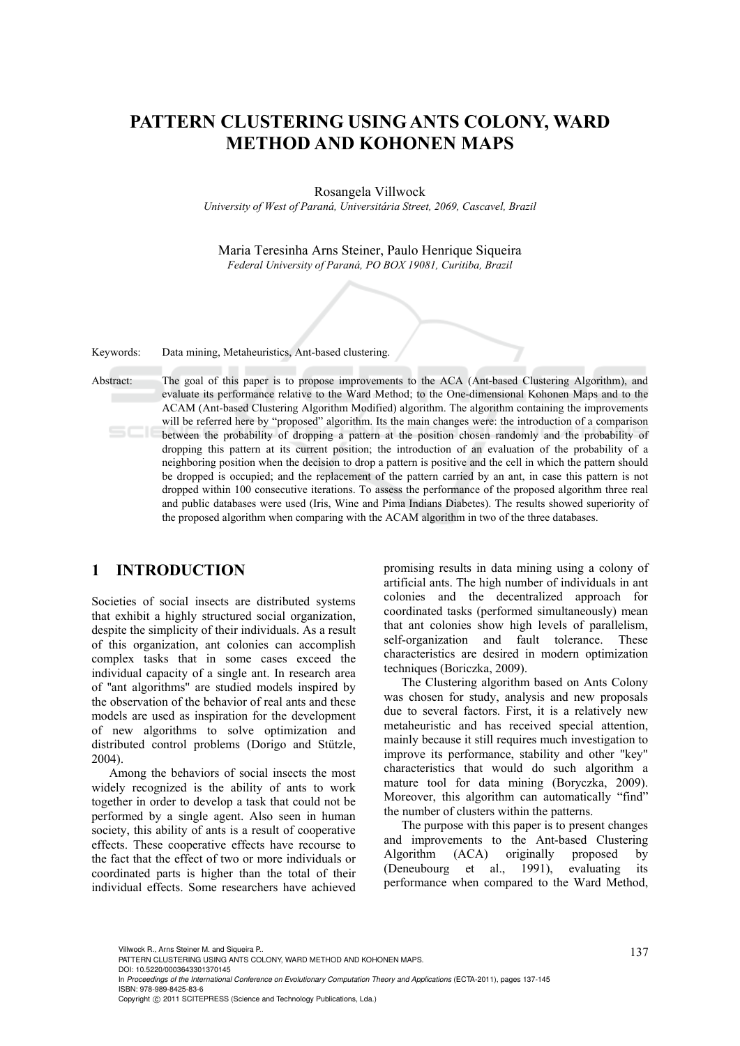# PATTERN CLUSTERING USING ANTS COLONY, WARD METHOD AND KOHONEN MAPS

Rosangela Villwock

*University of West of Paraná, Universitária Street, 2069, Cascavel, Brazil*

Maria Teresinha Arns Steiner, Paulo Henrique Siqueira

*Federal University of Paraná, PO BOX 19081, Curitiba, Brazil*

Keywords: Data mining, Metaheuristics, Ant-based clustering.

Abstract: The goal of this paper is to propose improvements to the ACA (Ant-based Clustering Algorithm), and evaluate its performance relative to the Ward Method; to the One-dimensional Kohonen Maps and to the ACAM (Ant-based Clustering Algorithm Modified) algorithm. The algorithm containing the improvements will be referred here by "proposed" algorithm. Its the main changes were: the introduction of a comparison between the probability of dropping a pattern at the position chosen randomly and the probability of dropping this pattern at its current position; the introduction of an evaluation of the probability of a neighboring position when the decision to drop a pattern is positive and the cell in which the pattern should be dropped is occupied; and the replacement of the pattern carried by an ant, in case this pattern is not dropped within 100 consecutive iterations. To assess the performance of the proposed algorithm three real and public databases were used (Iris, Wine and Pima Indians Diabetes). The results showed superiority of the proposed algorithm when comparing with the ACAM algorithm in two of the three databases.

## 1 INTRODUCTION

Societies of social insects are distributed systems that exhibit a highly structured social organization, despite the simplicity of their individuals. As a result of this organization, ant colonies can accomplish complex tasks that in some cases exceed the individual capacity of a single ant. In research area of "ant algorithms" are studied models inspired by the observation of the behavior of real ants and these models are used as inspiration for the development of new algorithms to solve optimization and distributed control problems (Dorigo and Stützle, 2004).

Among the behaviors of social insects the most widely recognized is the ability of ants to work together in order to develop a task that could not be performed by a single agent. Also seen in human society, this ability of ants is a result of cooperative effects. These cooperative effects have recourse to the fact that the effect of two or more individuals or coordinated parts is higher than the total of their individual effects. Some researchers have achieved promising results in data mining using a colony of artificial ants. The high number of individuals in ant colonies and the decentralized approach for coordinated tasks (performed simultaneously) mean that ant colonies show high levels of parallelism, self-organization and fault tolerance. These characteristics are desired in modern optimization techniques (Boriczka, 2009).

The Clustering algorithm based on Ants Colony was chosen for study, analysis and new proposals due to several factors. First, it is a relatively new metaheuristic and has received special attention, mainly because it still requires much investigation to improve its performance, stability and other "key" characteristics that would do such algorithm a mature tool for data mining (Boryczka, 2009). Moreover, this algorithm can automatically "find" the number of clusters within the patterns.

The purpose with this paper is to present changes and improvements to the Ant-based Clustering Algorithm (ACA) originally proposed by (Deneubourg et al., 1991), evaluating its performance when compared to the Ward Method,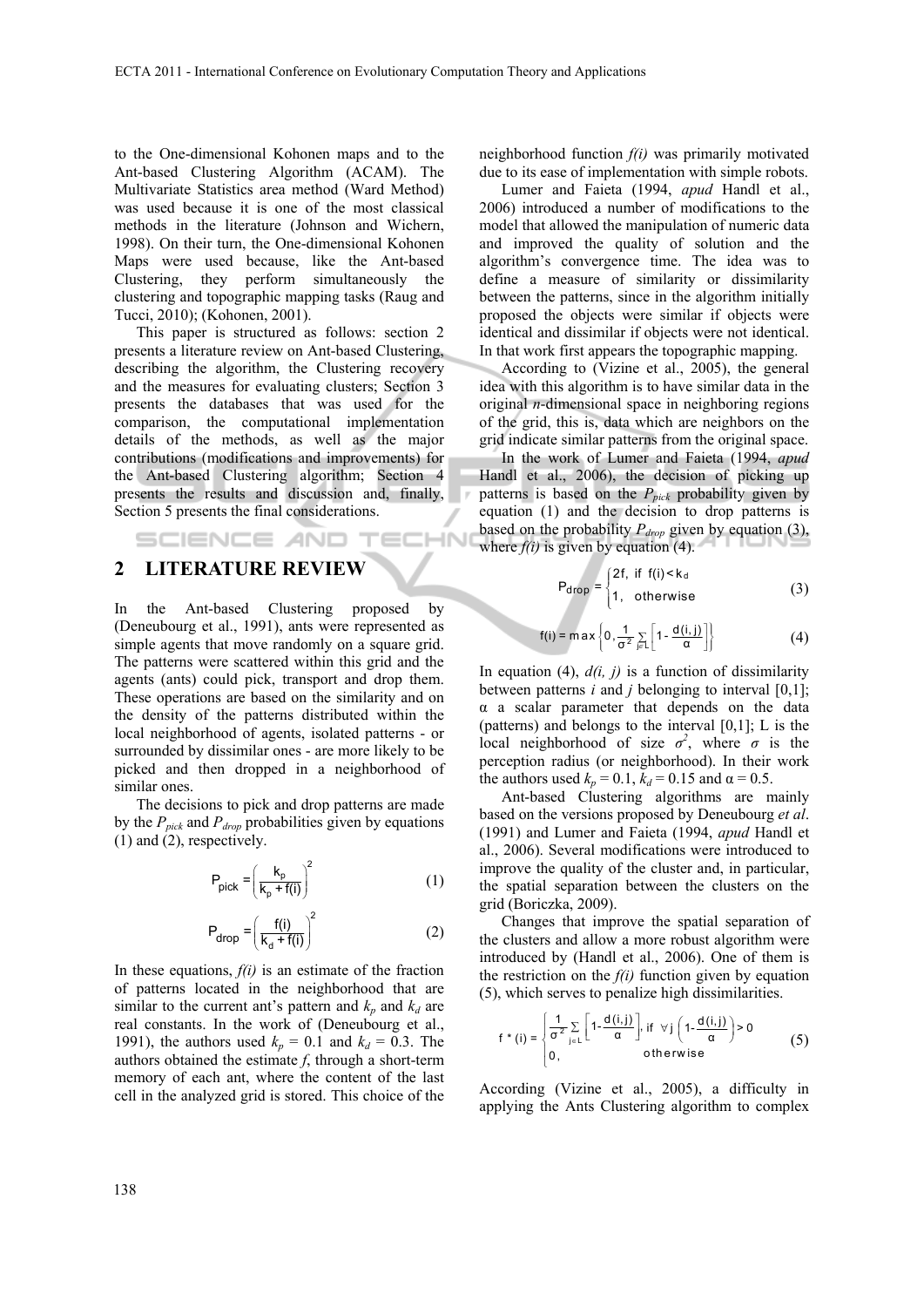to the One-dimensional Kohonen maps and to the Ant-based Clustering Algorithm (ACAM). The Multivariate Statistics area method (Ward Method) was used because it is one of the most classical methods in the literature (Johnson and Wichern, 1998). On their turn, the One-dimensional Kohonen Maps were used because, like the Ant-based Clustering, they perform simultaneously the clustering and topographic mapping tasks (Raug and Tucci, 2010); (Kohonen, 2001).

This paper is structured as follows: section 2 presents a literature review on Ant-based Clustering, describing the algorithm, the Clustering recovery and the measures for evaluating clusters; Section 3 presents the databases that was used for the comparison, the computational implementation details of the methods, as well as the major contributions (modifications and improvements) for the Ant-based Clustering algorithm; Section 4 presents the results and discussion and, finally, Section 5 presents the final considerations.

## 2 LITERATURE REVIEW

In the Ant-based Clustering proposed by (Deneubourg et al., 1991), ants were represented as simple agents that move randomly on a square grid. The patterns were scattered within this grid and the agents (ants) could pick, transport and drop them. These operations are based on the similarity and on the density of the patterns distributed within the local neighborhood of agents, isolated patterns - or surrounded by dissimilar ones - are more likely to be picked and then dropped in a neighborhood of similar ones.

The decisions to pick and drop patterns are made by the $P_{pick}$ and $P_{drop}$ probabilities given by equations (1) and (2), respectively.

$$P_{pick} = \left( \frac{k_p}{k_p + f(i)} \right)^2 \qquad (1)$$

$$P_{drop} = \left( \frac{f(i)}{k_d + f(i)} \right)^2 \qquad (2)$$

In these equations, $f(i)$ is an estimate of the fraction of patterns located in the neighborhood that are similar to the current ant's pattern and $k_p$ and $k_d$ are real constants. In the work of (Deneubourg et al., 1991), the authors used $k_p$ = 0.1 and $k_d$ = 0.3. The authors obtained the estimate $f$, through a short-term memory of each ant, where the content of the last cell in the analyzed grid is stored. This choice of the neighborhood function $f(i)$ was primarily motivated due to its ease of implementation with simple robots.

Lumer and Faieta (1994, *apud* Handl et al., 2006) introduced a number of modifications to the model that allowed the manipulation of numeric data and improved the quality of solution and the algorithm's convergence time. The idea was to define a measure of similarity or dissimilarity between the patterns, since in the algorithm initially proposed the objects were similar if objects were identical and dissimilar if objects were not identical. In that work first appears the topographic mapping.

According to (Vizine et al., 2005), the general idea with this algorithm is to have similar data in the original $n$-dimensional space in neighboring regions of the grid, this is, data which are neighbors on the grid indicate similar patterns from the original space.

In the work of Lumer and Faieta (1994, *apud* Handl et al., 2006), the decision of picking up patterns is based on the $P_{pick}$ probability given by equation (1) and the decision to drop patterns is based on the probability $P_{drop}$ given by equation (3), where $f(i)$ is given by equation (4).

$$P_{drop} = \begin{cases} 2f, & \text{if } f(i) < k_d \\ 1, & \text{otherwise} \end{cases} \qquad (3)$$

$$f(i) = \max \left\{ 0, \frac{1}{\sigma^2} \sum_{j \in L} \left[ 1 - \frac{d(i,j)}{\alpha} \right] \right\} \qquad (4)$$

In equation (4), $d(i, j)$ is a function of dissimilarity between patterns $i$ and $j$ belonging to interval [0,1]; α a scalar parameter that depends on the data (patterns) and belongs to the interval [0,1]; L is the local neighborhood of size $\sigma^2$, where $\sigma$ is the perception radius (or neighborhood). In their work the authors used $k_p$ = 0.1, $k_d$ = 0.15 and α = 0.5.

Ant-based Clustering algorithms are mainly based on the versions proposed by Deneubourg *et al*. (1991) and Lumer and Faieta (1994, *apud* Handl et al., 2006). Several modifications were introduced to improve the quality of the cluster and, in particular, the spatial separation between the clusters on the grid (Boriczka, 2009).

Changes that improve the spatial separation of the clusters and allow a more robust algorithm were introduced by (Handl et al., 2006). One of them is the restriction on the $f(i)$ function given by equation (5), which serves to penalize high dissimilarities.

$$f^*(i) = \begin{cases} \frac{1}{\sigma^2} \sum_{j \in L} \left[ 1 - \frac{d(i,j)}{\alpha} \right], & \text{if } \forall j \left( 1 - \frac{d(i,j)}{\alpha} \right) > 0 \\ 0, & \text{otherwise} \end{cases} \qquad (5)$$

According (Vizine et al., 2005), a difficulty in applying the Ants Clustering algorithm to complex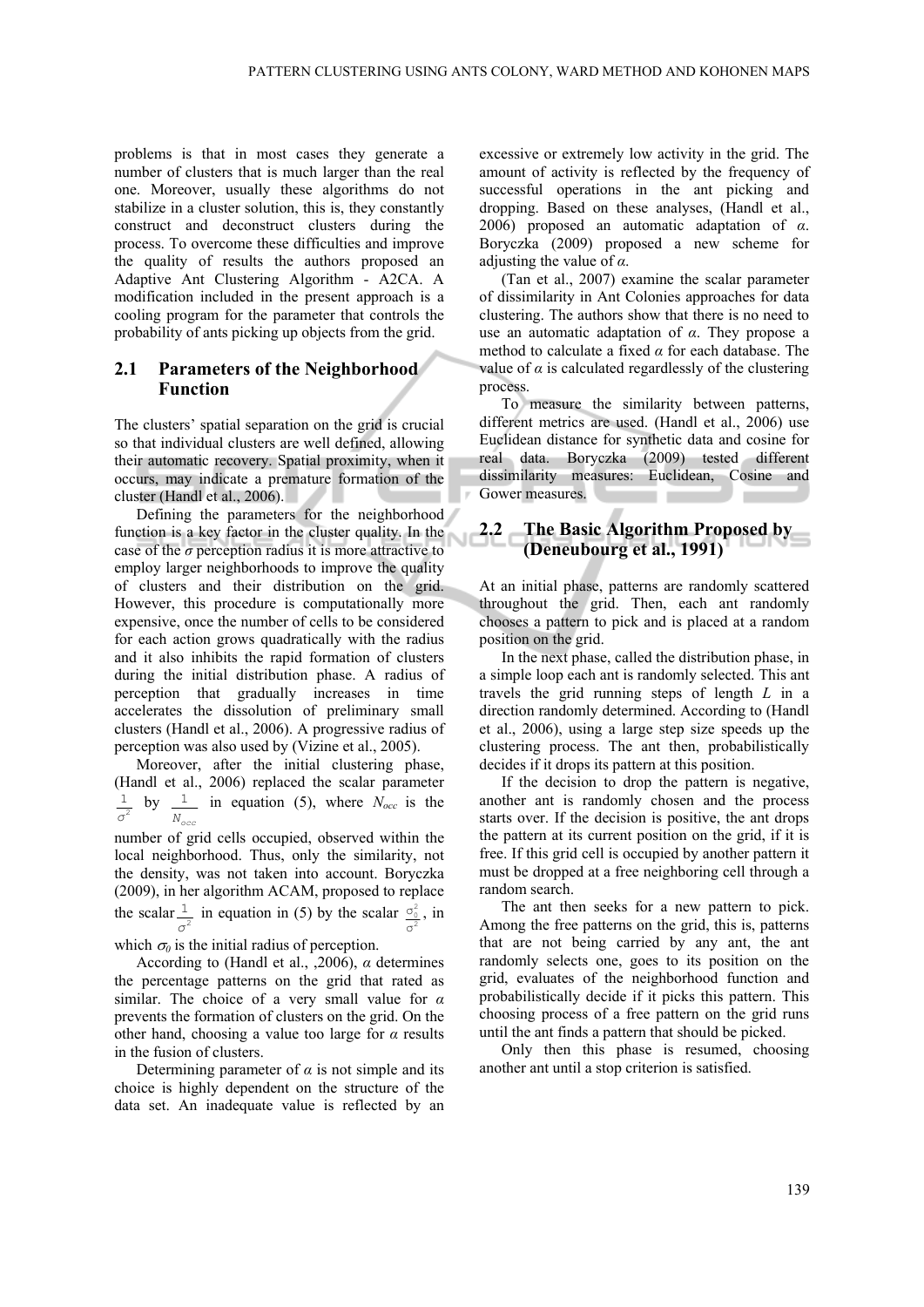problems is that in most cases they generate a number of clusters that is much larger than the real one. Moreover, usually these algorithms do not stabilize in a cluster solution, this is, they constantly construct and deconstruct clusters during the process. To overcome these difficulties and improve the quality of results the authors proposed an Adaptive Ant Clustering Algorithm - A2CA. A modification included in the present approach is a cooling program for the parameter that controls the probability of ants picking up objects from the grid.

## 2.1 Parameters of the Neighborhood Function

The clusters' spatial separation on the grid is crucial so that individual clusters are well defined, allowing their automatic recovery. Spatial proximity, when it occurs, may indicate a premature formation of the cluster (Handl et al., 2006).

Defining the parameters for the neighborhood function is a key factor in the cluster quality. In the case of the $\sigma$ perception radius it is more attractive to employ larger neighborhoods to improve the quality of clusters and their distribution on the grid. However, this procedure is computationally more expensive, once the number of cells to be considered for each action grows quadratically with the radius and it also inhibits the rapid formation of clusters during the initial distribution phase. A radius of perception that gradually increases in time accelerates the dissolution of preliminary small clusters (Handl et al., 2006). A progressive radius of perception was also used by (Vizine et al., 2005).

Moreover, after the initial clustering phase, (Handl et al., 2006) replaced the scalar parameter $\frac{1}{\sigma^2}$ by $\frac{1}{N_{occ}}$ in equation (5), where $N_{occ}$ is the number of grid cells occupied, observed within the local neighborhood. Thus, only the similarity, not the density, was not taken into account. Boryczka (2009), in her algorithm ACAM, proposed to replace the scalar $\frac{1}{\sigma^2}$ in equation in (5) by the scalar $\frac{\sigma_0^2}{\sigma^2}$, in which $\sigma_0$ is the initial radius of perception.

According to (Handl et al., ,2006), $\alpha$ determines the percentage patterns on the grid that rated as similar. The choice of a very small value for $\alpha$ prevents the formation of clusters on the grid. On the other hand, choosing a value too large for $\alpha$ results in the fusion of clusters.

Determining parameter of $\alpha$ is not simple and its choice is highly dependent on the structure of the data set. An inadequate value is reflected by an excessive or extremely low activity in the grid. The amount of activity is reflected by the frequency of successful operations in the ant picking and dropping. Based on these analyses, (Handl et al., 2006) proposed an automatic adaptation of $\alpha$. Boryczka (2009) proposed a new scheme for adjusting the value of $\alpha$.

(Tan et al., 2007) examine the scalar parameter of dissimilarity in Ant Colonies approaches for data clustering. The authors show that there is no need to use an automatic adaptation of $\alpha$. They propose a method to calculate a fixed $\alpha$ for each database. The value of $\alpha$ is calculated regardlessly of the clustering process.

To measure the similarity between patterns, different metrics are used. (Handl et al., 2006) use Euclidean distance for synthetic data and cosine for real data. Boryczka (2009) tested different dissimilarity measures: Euclidean, Cosine and Gower measures.

## 2.2 The Basic Algorithm Proposed by (Deneubourg et al., 1991)

At an initial phase, patterns are randomly scattered throughout the grid. Then, each ant randomly chooses a pattern to pick and is placed at a random position on the grid.

In the next phase, called the distribution phase, in a simple loop each ant is randomly selected. This ant travels the grid running steps of length $L$ in a direction randomly determined. According to (Handl et al., 2006), using a large step size speeds up the clustering process. The ant then, probabilistically decides if it drops its pattern at this position.

If the decision to drop the pattern is negative, another ant is randomly chosen and the process starts over. If the decision is positive, the ant drops the pattern at its current position on the grid, if it is free. If this grid cell is occupied by another pattern it must be dropped at a free neighboring cell through a random search.

The ant then seeks for a new pattern to pick. Among the free patterns on the grid, this is, patterns that are not being carried by any ant, the ant randomly selects one, goes to its position on the grid, evaluates of the neighborhood function and probabilistically decide if it picks this pattern. This choosing process of a free pattern on the grid runs until the ant finds a pattern that should be picked.

Only then this phase is resumed, choosing another ant until a stop criterion is satisfied.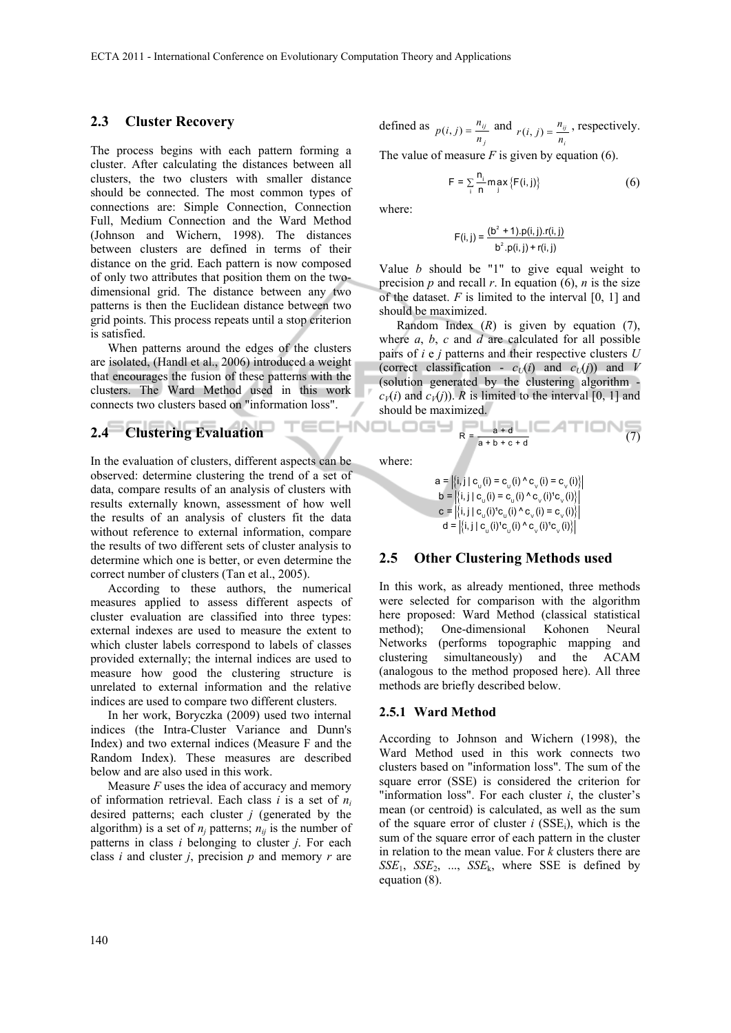## 2.3 Cluster Recovery

The process begins with each pattern forming a cluster. After calculating the distances between all clusters, the two clusters with smaller distance should be connected. The most common types of connections are: Simple Connection, Connection Full, Medium Connection and the Ward Method (Johnson and Wichern, 1998). The distances between clusters are defined in terms of their distance on the grid. Each pattern is now composed of only two attributes that position them on the two-dimensional grid. The distance between any two patterns is then the Euclidean distance between two grid points. This process repeats until a stop criterion is satisfied.

When patterns around the edges of the clusters are isolated, (Handl et al., 2006) introduced a weight that encourages the fusion of these patterns with the clusters. The Ward Method used in this work connects two clusters based on "information loss".

## 2.4 Clustering Evaluation

In the evaluation of clusters, different aspects can be observed: determine clustering the trend of a set of data, compare results of an analysis of clusters with results externally known, assessment of how well the results of an analysis of clusters fit the data without reference to external information, compare the results of two different sets of cluster analysis to determine which one is better, or even determine the correct number of clusters (Tan et al., 2005).

According to these authors, the numerical measures applied to assess different aspects of cluster evaluation are classified into three types: external indexes are used to measure the extent to which cluster labels correspond to labels of classes provided externally; the internal indices are used to measure how good the clustering structure is unrelated to external information and the relative indices are used to compare two different clusters.

In her work, Boryczka (2009) used two internal indices (the Intra-Cluster Variance and Dunn's Index) and two external indices (Measure F and the Random Index). These measures are described below and are also used in this work.

Measure *F* uses the idea of accuracy and memory of information retrieval. Each class *i* is a set of $n_i$ desired patterns; each cluster *j* (generated by the algorithm) is a set of $n_j$ patterns; $n_{ij}$ is the number of patterns in class *i* belonging to cluster *j*. For each class *i* and cluster *j*, precision *p* and memory *r* are defined as $p(i,j) = \frac{n_{ij}}{n_j}$ and $r(i,j) = \frac{n_{ij}}{n_i}$, respectively. The value of measure *F* is given by equation (6).

$$F = \sum_i \frac{n_i}{n} \max_j \{F(i,j)\} \tag{6}$$

where:

$$F(i,j) = \frac{(b^2+1).p(i,j).r(i,j)}{b^2.p(i,j)+r(i,j)}$$

Value *b* should be "1" to give equal weight to precision *p* and recall *r*. In equation (6), *n* is the size of the dataset. *F* is limited to the interval [0, 1] and should be maximized.

Random Index (*R*) is given by equation (7), where *a*, *b*, *c* and *d* are calculated for all possible pairs of *i* e *j* patterns and their respective clusters *U* (correct classification - $c_U(i)$ and $c_U(j)$) and *V* (solution generated by the clustering algorithm - $c_V(i)$ and $c_V(j)$). *R* is limited to the interval [0, 1] and should be maximized.

$$R = \frac{a+d}{a+b+c+d} \tag{7}$$

where:

$$a = \left|\{i,j \mid c_U(i) = c_U(i) \wedge c_V(i) = c_V(i)\}\right|$$
$$b = \left|\{i,j \mid c_U(i) = c_U(i) \wedge c_V(i) \neq c_V(i)\}\right|$$
$$c = \left|\{i,j \mid c_U(i) \neq c_U(i) \wedge c_V(i) = c_V(i)\}\right|$$
$$d = \left|\{i,j \mid c_U(i) \neq c_U(i) \wedge c_V(i) \neq c_V(i)\}\right|$$

## 2.5 Other Clustering Methods used

In this work, as already mentioned, three methods were selected for comparison with the algorithm here proposed: Ward Method (classical statistical method); One-dimensional Kohonen Neural Networks (performs topographic mapping and clustering simultaneously) and the ACAM (analogous to the method proposed here). All three methods are briefly described below.

### 2.5.1 Ward Method

According to Johnson and Wichern (1998), the Ward Method used in this work connects two clusters based on "information loss". The sum of the square error (SSE) is considered the criterion for "information loss". For each cluster *i*, the cluster's mean (or centroid) is calculated, as well as the sum of the square error of cluster *i* ($SSE_i$), which is the sum of the square error of each pattern in the cluster in relation to the mean value. For *k* clusters there are $SSE_1$, $SSE_2$, ..., $SSE_k$, where SSE is defined by equation (8).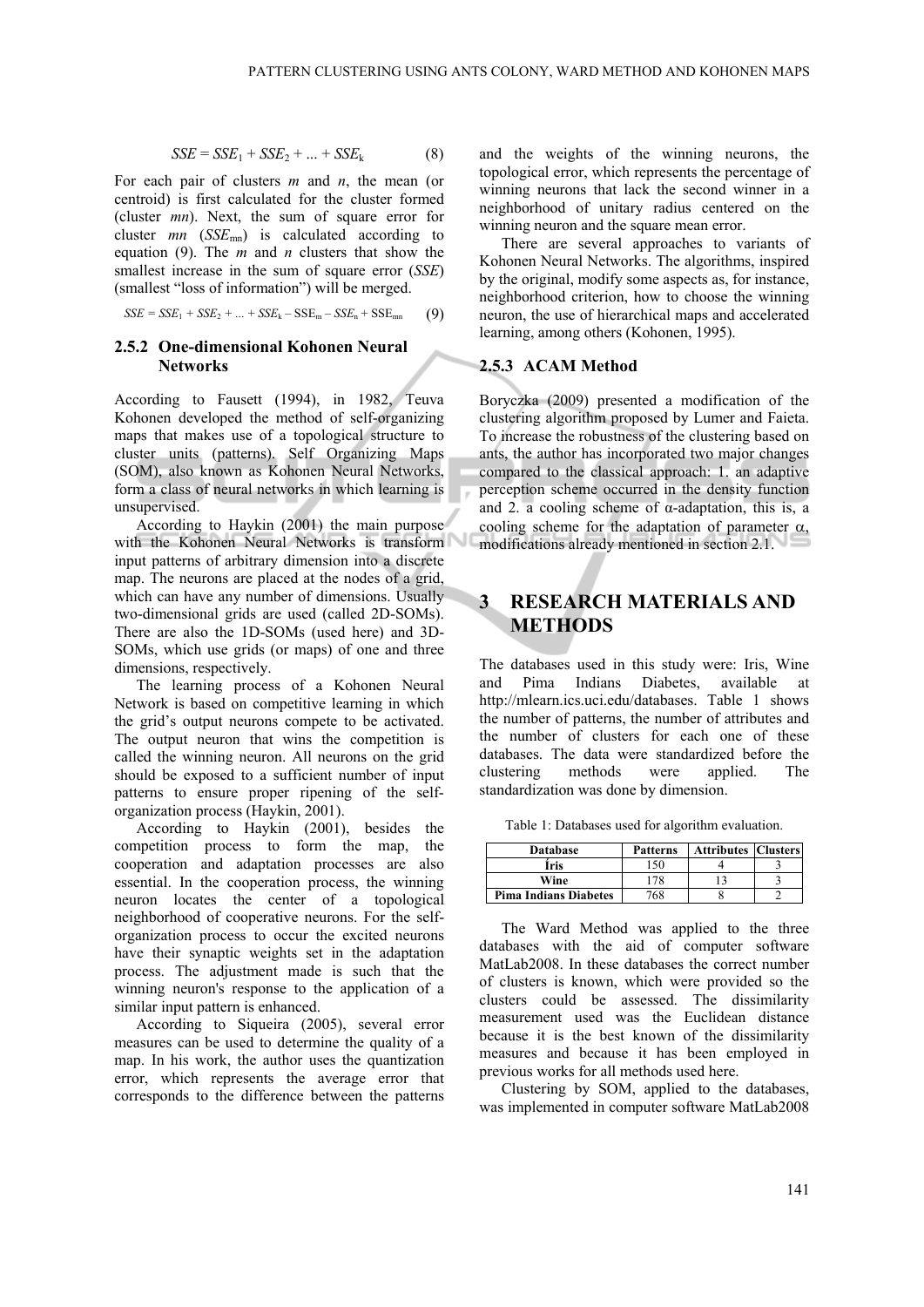$$SSE = SSE_1 + SSE_2 + ... + SSE_k \quad (8)$$

For each pair of clusters *m* and *n*, the mean (or centroid) is first calculated for the cluster formed (cluster *mn*). Next, the sum of square error for cluster *mn* ($SSE_{mn}$) is calculated according to equation (9). The *m* and *n* clusters that show the smallest increase in the sum of square error (*SSE*) (smallest "loss of information") will be merged.

$$SSE = SSE_1 + SSE_2 + ... + SSE_k - SSE_m - SSE_n + SSE_{mn} \quad (9)$$

### 2.5.2 One-dimensional Kohonen Neural Networks

According to Fausett (1994), in 1982, Teuva Kohonen developed the method of self-organizing maps that makes use of a topological structure to cluster units (patterns). Self Organizing Maps (SOM), also known as Kohonen Neural Networks, form a class of neural networks in which learning is unsupervised.

According to Haykin (2001) the main purpose with the Kohonen Neural Networks is transform input patterns of arbitrary dimension into a discrete map. The neurons are placed at the nodes of a grid, which can have any number of dimensions. Usually two-dimensional grids are used (called 2D-SOMs). There are also the 1D-SOMs (used here) and 3D-SOMs, which use grids (or maps) of one and three dimensions, respectively.

The learning process of a Kohonen Neural Network is based on competitive learning in which the grid's output neurons compete to be activated. The output neuron that wins the competition is called the winning neuron. All neurons on the grid should be exposed to a sufficient number of input patterns to ensure proper ripening of the self-organization process (Haykin, 2001).

According to Haykin (2001), besides the competition process to form the map, the cooperation and adaptation processes are also essential. In the cooperation process, the winning neuron locates the center of a topological neighborhood of cooperative neurons. For the self-organization process to occur the excited neurons have their synaptic weights set in the adaptation process. The adjustment made is such that the winning neuron's response to the application of a similar input pattern is enhanced.

According to Siqueira (2005), several error measures can be used to determine the quality of a map. In his work, the author uses the quantization error, which represents the average error that corresponds to the difference between the patterns and the weights of the winning neurons, the topological error, which represents the percentage of winning neurons that lack the second winner in a neighborhood of unitary radius centered on the winning neuron and the square mean error.

There are several approaches to variants of Kohonen Neural Networks. The algorithms, inspired by the original, modify some aspects as, for instance, neighborhood criterion, how to choose the winning neuron, the use of hierarchical maps and accelerated learning, among others (Kohonen, 1995).

### 2.5.3 ACAM Method

Boryczka (2009) presented a modification of the clustering algorithm proposed by Lumer and Faieta. To increase the robustness of the clustering based on ants, the author has incorporated two major changes compared to the classical approach: 1. an adaptive perception scheme occurred in the density function and 2. a cooling scheme of α-adaptation, this is, a cooling scheme for the adaptation of parameter $\alpha$, modifications already mentioned in section 2.1.

## 3 RESEARCH MATERIALS AND METHODS

The databases used in this study were: Iris, Wine and Pima Indians Diabetes, available at http://mlearn.ics.uci.edu/databases. Table 1 shows the number of patterns, the number of attributes and the number of clusters for each one of these databases. The data were standardized before the clustering methods were applied. The standardization was done by dimension.

Table 1: Databases used for algorithm evaluation.

| Database | Patterns | Attributes | Clusters |
|---|---|---|---|
| Íris | 150 | 4 | 3 |
| Wine | 178 | 13 | 3 |
| Pima Indians Diabetes | 768 | 8 | 2 |

The Ward Method was applied to the three databases with the aid of computer software MatLab2008. In these databases the correct number of clusters is known, which were provided so the clusters could be assessed. The dissimilarity measurement used was the Euclidean distance because it is the best known of the dissimilarity measures and because it has been employed in previous works for all methods used here.

Clustering by SOM, applied to the databases, was implemented in computer software MatLab2008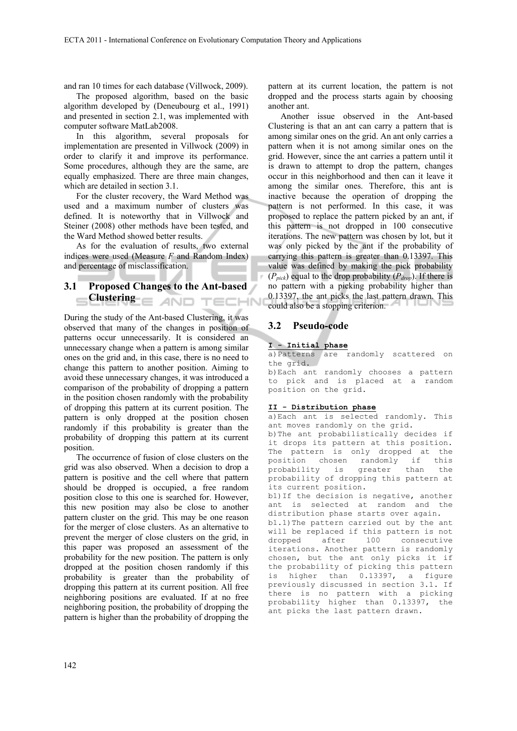and ran 10 times for each database (Villwock, 2009).

The proposed algorithm, based on the basic algorithm developed by (Deneubourg et al., 1991) and presented in section 2.1, was implemented with computer software MatLab2008.

In this algorithm, several proposals for implementation are presented in Villwock (2009) in order to clarify it and improve its performance. Some procedures, although they are the same, are equally emphasized. There are three main changes, which are detailed in section 3.1.

For the cluster recovery, the Ward Method was used and a maximum number of clusters was defined. It is noteworthy that in Villwock and Steiner (2008) other methods have been tested, and the Ward Method showed better results.

As for the evaluation of results, two external indices were used (Measure *F* and Random Index) and percentage of misclassification.

### 3.1 Proposed Changes to the Ant-based Clustering

During the study of the Ant-based Clustering, it was observed that many of the changes in position of patterns occur unnecessarily. It is considered an unnecessary change when a pattern is among similar ones on the grid and, in this case, there is no need to change this pattern to another position. Aiming to avoid these unnecessary changes, it was introduced a comparison of the probability of dropping a pattern in the position chosen randomly with the probability of dropping this pattern at its current position. The pattern is only dropped at the position chosen randomly if this probability is greater than the probability of dropping this pattern at its current position.

The occurrence of fusion of close clusters on the grid was also observed. When a decision to drop a pattern is positive and the cell where that pattern should be dropped is occupied, a free random position close to this one is searched for. However, this new position may also be close to another pattern cluster on the grid. This may be one reason for the merger of close clusters. As an alternative to prevent the merger of close clusters on the grid, in this paper was proposed an assessment of the probability for the new position. The pattern is only dropped at the position chosen randomly if this probability is greater than the probability of dropping this pattern at its current position. All free neighboring positions are evaluated. If at no free neighboring position, the probability of dropping the pattern is higher than the probability of dropping the pattern at its current location, the pattern is not dropped and the process starts again by choosing another ant.

Another issue observed in the Ant-based Clustering is that an ant can carry a pattern that is among similar ones on the grid. An ant only carries a pattern when it is not among similar ones on the grid. However, since the ant carries a pattern until it is drawn to attempt to drop the pattern, changes occur in this neighborhood and then can it leave it among the similar ones. Therefore, this ant is inactive because the operation of dropping the pattern is not performed. In this case, it was proposed to replace the pattern picked by an ant, if this pattern is not dropped in 100 consecutive iterations. The new pattern was chosen by lot, but it was only picked by the ant if the probability of carrying this pattern is greater than 0.13397. This value was defined by making the pick probability ($P_{pick}$) equal to the drop probability ($P_{drop}$). If there is no pattern with a picking probability higher than 0.13397, the ant picks the last pattern drawn. This could also be a stopping criterion.

### 3.2 Pseudo-code

```
I - Initial phase
a) Patterns are randomly scattered on the grid.
b) Each ant randomly chooses a pattern to pick and is placed at a random position on the grid.

II - Distribution phase
a) Each ant is selected randomly. This ant moves randomly on the grid.
b) The ant probabilistically decides if it drops its pattern at this position. The pattern is only dropped at the position chosen randomly if this probability is greater than the probability of dropping this pattern at its current position.
b1) If the decision is negative, another ant is selected at random and the distribution phase starts over again.
b1.1) The pattern carried out by the ant will be replaced if this pattern is not dropped after 100 consecutive iterations. Another pattern is randomly chosen, but the ant only picks it if the probability of picking this pattern is higher than 0.13397, a figure previously discussed in section 3.1. If there is no pattern with a picking probability higher than 0.13397, the ant picks the last pattern drawn.
```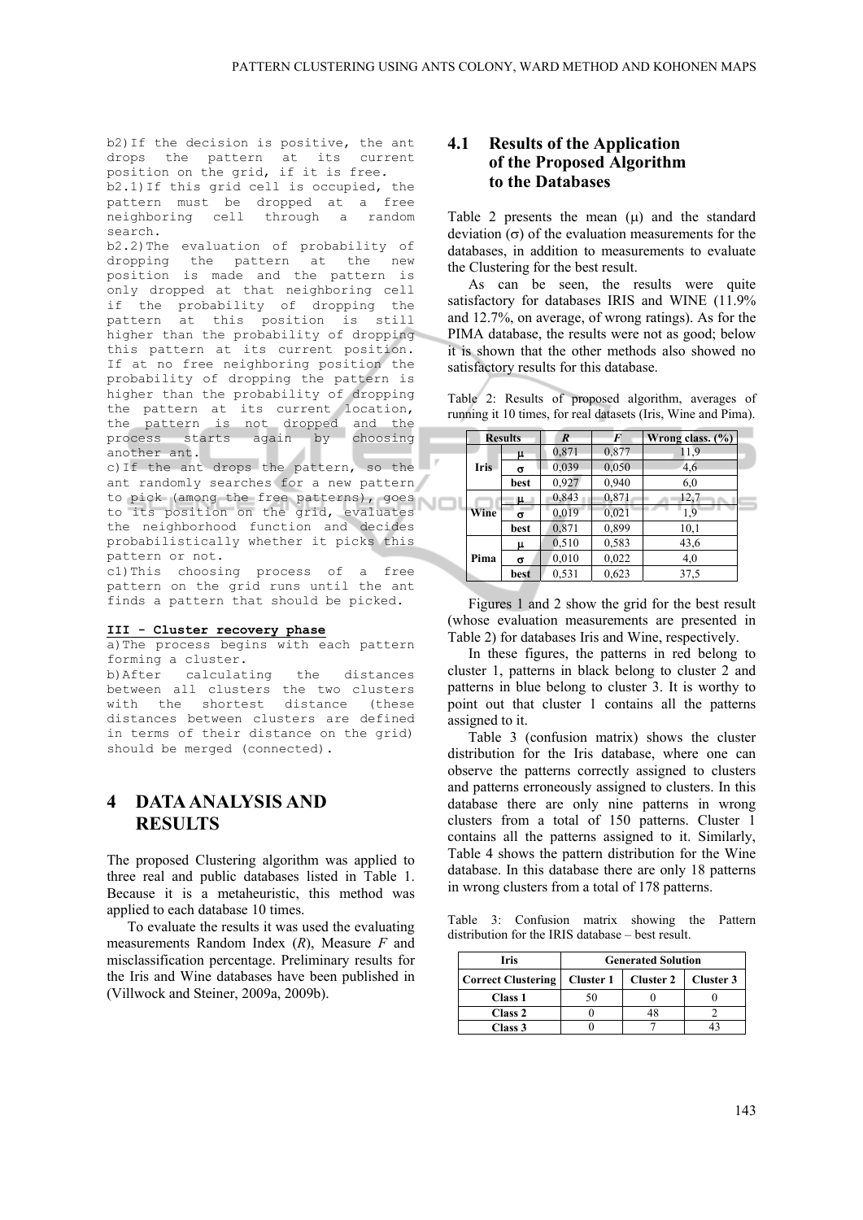```
b2)If the decision is positive, the ant drops the pattern at its current position on the grid, if it is free.
b2.1)If this grid cell is occupied, the pattern must be dropped at a free neighboring cell through a random search.
b2.2)The evaluation of probability of dropping the pattern at the new position is made and the pattern is only dropped at that neighboring cell if the probability of dropping the pattern at this position is still higher than the probability of dropping this pattern at its current position. If at no free neighboring position the probability of dropping the pattern is higher than the probability of dropping the pattern at its current location, the pattern is not dropped and the process starts again by choosing another ant.
c)If the ant drops the pattern, so the ant randomly searches for a new pattern to pick (among the free patterns), goes to its position on the grid, evaluates the neighborhood function and decides probabilistically whether it picks this pattern or not.
c1)This choosing process of a free pattern on the grid runs until the ant finds a pattern that should be picked.
```

**III - Cluster recovery phase**

```
a)The process begins with each pattern forming a cluster.
b)After calculating the distances between all clusters the two clusters with the shortest distance (these distances between clusters are defined in terms of their distance on the grid) should be merged (connected).
```

# 4 DATA ANALYSIS AND RESULTS

The proposed Clustering algorithm was applied to three real and public databases listed in Table 1. Because it is a metaheuristic, this method was applied to each database 10 times.

To evaluate the results it was used the evaluating measurements Random Index (*R*), Measure *F* and misclassification percentage. Preliminary results for the Iris and Wine databases have been published in (Villwock and Steiner, 2009a, 2009b).

## 4.1 Results of the Application of the Proposed Algorithm to the Databases

Table 2 presents the mean ($\mu$) and the standard deviation ($\sigma$) of the evaluation measurements for the databases, in addition to measurements to evaluate the Clustering for the best result.

As can be seen, the results were quite satisfactory for databases IRIS and WINE (11.9% and 12.7%, on average, of wrong ratings). As for the PIMA database, the results were not as good; below it is shown that the other methods also showed no satisfactory results for this database.

Table 2: Results of proposed algorithm, averages of running it 10 times, for real datasets (Iris, Wine and Pima).

| Results | | *R* | *F* | Wrong class. (%) |
|---|---|---|---|---|
| Iris | $\mu$ | 0,871 | 0,877 | 11,9 |
| | $\sigma$ | 0,039 | 0,050 | 4,6 |
| | best | 0,927 | 0,940 | 6,0 |
| Wine | $\mu$ | 0,843 | 0,871 | 12,7 |
| | $\sigma$ | 0,019 | 0,021 | 1,9 |
| | best | 0,871 | 0,899 | 10,1 |
| Pima | $\mu$ | 0,510 | 0,583 | 43,6 |
| | $\sigma$ | 0,010 | 0,022 | 4,0 |
| | best | 0,531 | 0,623 | 37,5 |

Figures 1 and 2 show the grid for the best result (whose evaluation measurements are presented in Table 2) for databases Iris and Wine, respectively.

In these figures, the patterns in red belong to cluster 1, patterns in black belong to cluster 2 and patterns in blue belong to cluster 3. It is worthy to point out that cluster 1 contains all the patterns assigned to it.

Table 3 (confusion matrix) shows the cluster distribution for the Iris database, where one can observe the patterns correctly assigned to clusters and patterns erroneously assigned to clusters. In this database there are only nine patterns in wrong clusters from a total of 150 patterns. Cluster 1 contains all the patterns assigned to it. Similarly, Table 4 shows the pattern distribution for the Wine database. In this database there are only 18 patterns in wrong clusters from a total of 178 patterns.

Table 3: Confusion matrix showing the Pattern distribution for the IRIS database – best result.

| Iris | Generated Solution | | |
|---|---|---|---|
| Correct Clustering | Cluster 1 | Cluster 2 | Cluster 3 |
| Class 1 | 50 | 0 | 0 |
| Class 2 | 0 | 48 | 2 |
| Class 3 | 0 | 7 | 43 |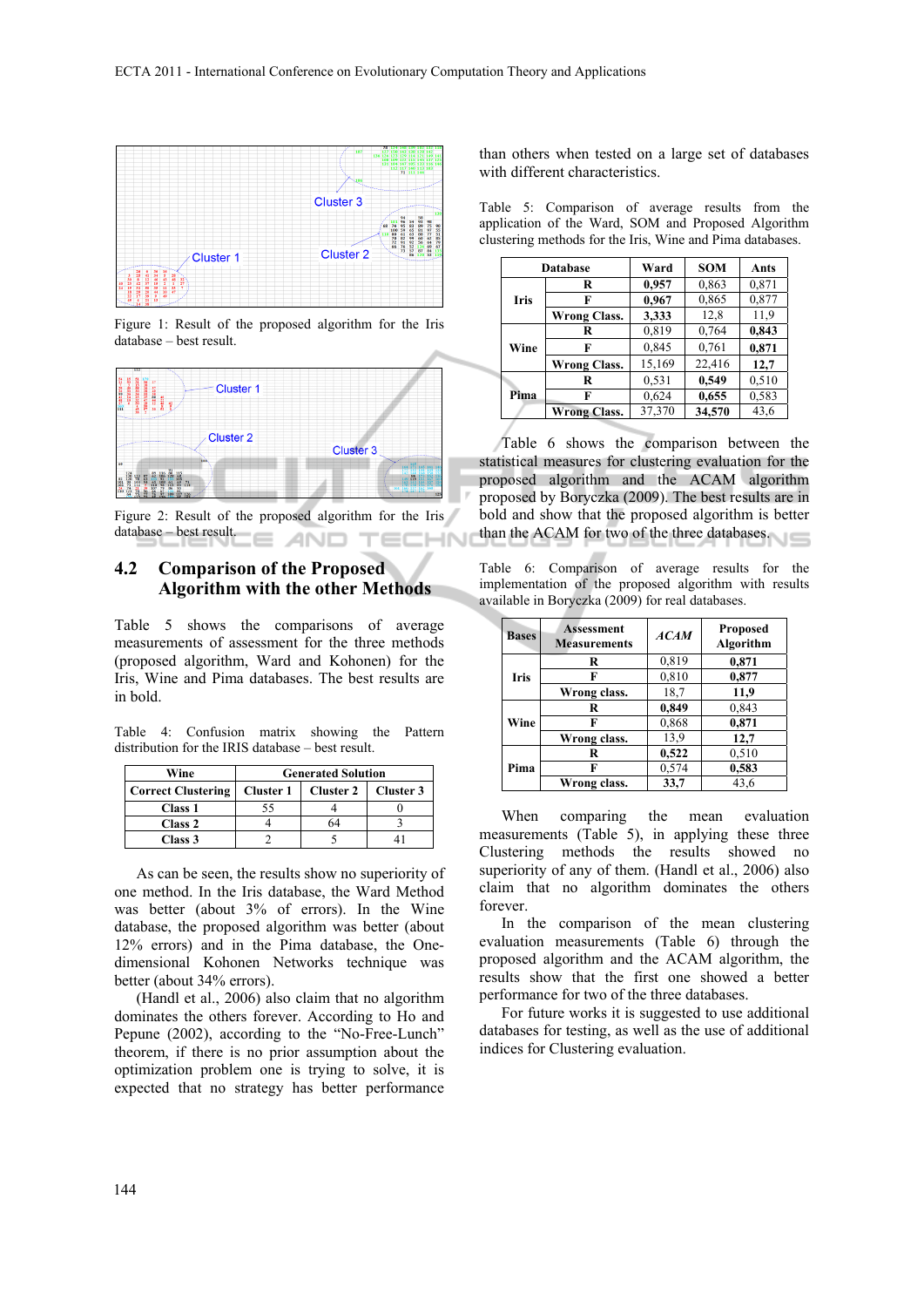Figure 1: Result of the proposed algorithm for the Iris database – best result.

Figure 2: Result of the proposed algorithm for the Iris database – best result.

## 4.2 Comparison of the Proposed Algorithm with the other Methods

Table 5 shows the comparisons of average measurements of assessment for the three methods (proposed algorithm, Ward and Kohonen) for the Iris, Wine and Pima databases. The best results are in bold.

Table 4: Confusion matrix showing the Pattern distribution for the IRIS database – best result.

| Wine | Generated Solution | | |
|---|---|---|---|
| **Correct Clustering** | **Cluster 1** | **Cluster 2** | **Cluster 3** |
| **Class 1** | 55 | 4 | 0 |
| **Class 2** | 4 | 64 | 3 |
| **Class 3** | 2 | 5 | 41 |

As can be seen, the results show no superiority of one method. In the Iris database, the Ward Method was better (about 3% of errors). In the Wine database, the proposed algorithm was better (about 12% errors) and in the Pima database, the One-dimensional Kohonen Networks technique was better (about 34% errors).

(Handl et al., 2006) also claim that no algorithm dominates the others forever. According to Ho and Pepune (2002), according to the "No-Free-Lunch" theorem, if there is no prior assumption about the optimization problem one is trying to solve, it is expected that no strategy has better performance than others when tested on a large set of databases with different characteristics.

Table 5: Comparison of average results from the application of the Ward, SOM and Proposed Algorithm clustering methods for the Iris, Wine and Pima databases.

| Database | | Ward | SOM | Ants |
|---|---|---|---|---|
| Iris | **R** | **0,957** | 0,863 | 0,871 |
| | **F** | **0,967** | 0,865 | 0,877 |
| | **Wrong Class.** | **3,333** | 12,8 | 11,9 |
| Wine | **R** | 0,819 | 0,764 | **0,843** |
| | **F** | 0,845 | 0,761 | **0,871** |
| | **Wrong Class.** | 15,169 | 22,416 | **12,7** |
| Pima | **R** | 0,531 | **0,549** | 0,510 |
| | **F** | 0,624 | **0,655** | 0,583 |
| | **Wrong Class.** | 37,370 | **34,570** | 43,6 |

Table 6 shows the comparison between the statistical measures for clustering evaluation for the proposed algorithm and the ACAM algorithm proposed by Boryczka (2009). The best results are in bold and show that the proposed algorithm is better than the ACAM for two of the three databases.

Table 6: Comparison of average results for the implementation of the proposed algorithm with results available in Boryczka (2009) for real databases.

| Bases | Assessment Measurements | *ACAM* | Proposed Algorithm |
|---|---|---|---|
| Iris | **R** | 0,819 | **0,871** |
| | **F** | 0,810 | **0,877** |
| | **Wrong class.** | 18,7 | **11,9** |
| Wine | **R** | **0,849** | 0,843 |
| | **F** | 0,868 | **0,871** |
| | **Wrong class.** | 13,9 | **12,7** |
| Pima | **R** | **0,522** | 0,510 |
| | **F** | 0,574 | **0,583** |
| | **Wrong class.** | **33,7** | 43,6 |

When comparing the mean evaluation measurements (Table 5), in applying these three Clustering methods the results showed no superiority of any of them. (Handl et al., 2006) also claim that no algorithm dominates the others forever.

In the comparison of the mean clustering evaluation measurements (Table 6) through the proposed algorithm and the ACAM algorithm, the results show that the first one showed a better performance for two of the three databases.

For future works it is suggested to use additional databases for testing, as well as the use of additional indices for Clustering evaluation.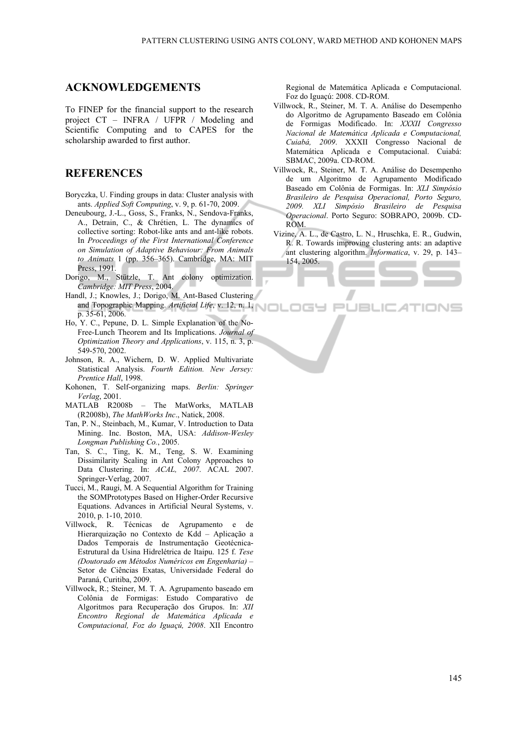## ACKNOWLEDGEMENTS

To FINEP for the financial support to the research project CT – INFRA / UFPR / Modeling and Scientific Computing and to CAPES for the scholarship awarded to first author.

## REFERENCES

Boryczka, U. Finding groups in data: Cluster analysis with ants. *Applied Soft Computing*, v. 9, p. 61-70, 2009.

Deneubourg, J.-L., Goss, S., Franks, N., Sendova-Franks, A., Detrain, C., & Chrétien, L. The dynamics of collective sorting: Robot-like ants and ant-like robots. In *Proceedings of the First International Conference on Simulation of Adaptive Behaviour: From Animals to Animats* 1 (pp. 356–365). Cambridge, MA: MIT Press, 1991.

Dorigo, M., Stützle, T. Ant colony optimization. *Cambridge: MIT Press*, 2004.

Handl, J.; Knowles, J.; Dorigo, M. Ant-Based Clustering and Topographic Mapping. *Artificial Life*, v. 12, n. 1, p. 35-61, 2006.

Ho, Y. C., Pepune, D. L. Simple Explanation of the No-Free-Lunch Theorem and Its Implications. *Journal of Optimization Theory and Applications*, v. 115, n. 3, p. 549-570, 2002.

Johnson, R. A., Wichern, D. W. Applied Multivariate Statistical Analysis. *Fourth Edition. New Jersey: Prentice Hall*, 1998.

Kohonen, T. Self-organizing maps. *Berlin: Springer Verlag*, 2001.

MATLAB R2008b – The MatWorks, MATLAB (R2008b), *The MathWorks Inc*., Natick, 2008.

Tan, P. N., Steinbach, M., Kumar, V. Introduction to Data Mining. Inc. Boston, MA, USA: *Addison-Wesley Longman Publishing Co.*, 2005.

Tan, S. C., Ting, K. M., Teng, S. W. Examining Dissimilarity Scaling in Ant Colony Approaches to Data Clustering. In: *ACAL, 2007*. ACAL 2007. Springer-Verlag, 2007.

Tucci, M., Raugi, M. A Sequential Algorithm for Training the SOMPrototypes Based on Higher-Order Recursive Equations. Advances in Artificial Neural Systems, v. 2010, p. 1-10, 2010.

Villwock, R. Técnicas de Agrupamento e de Hierarquização no Contexto de Kdd – Aplicação a Dados Temporais de Instrumentação Geotécnica-Estrutural da Usina Hidrelétrica de Itaipu. 125 f. *Tese (Doutorado em Métodos Numéricos em Engenharia)* – Setor de Ciências Exatas, Universidade Federal do Paraná, Curitiba, 2009.

Villwock, R.; Steiner, M. T. A. Agrupamento baseado em Colônia de Formigas: Estudo Comparativo de Algoritmos para Recuperação dos Grupos. In: *XII Encontro Regional de Matemática Aplicada e Computacional, Foz do Iguaçú, 2008*. XII Encontro Regional de Matemática Aplicada e Computacional. Foz do Iguaçú: 2008. CD-ROM.

Villwock, R., Steiner, M. T. A. Análise do Desempenho do Algoritmo de Agrupamento Baseado em Colônia de Formigas Modificado. In: *XXXII Congresso Nacional de Matemática Aplicada e Computacional, Cuiabá, 2009*. XXXII Congresso Nacional de Matemática Aplicada e Computacional. Cuiabá: SBMAC, 2009a. CD-ROM.

Villwock, R., Steiner, M. T. A. Análise do Desempenho de um Algoritmo de Agrupamento Modificado Baseado em Colônia de Formigas. In: *XLI Simpósio Brasileiro de Pesquisa Operacional, Porto Seguro, 2009. XLI Simpósio Brasileiro de Pesquisa Operacional*. Porto Seguro: SOBRAPO, 2009b. CD-ROM.

Vizine, A. L., de Castro, L. N., Hruschka, E. R., Gudwin, R. R. Towards improving clustering ants: an adaptive ant clustering algorithm. *Informatica*, v. 29, p. 143–154, 2005.